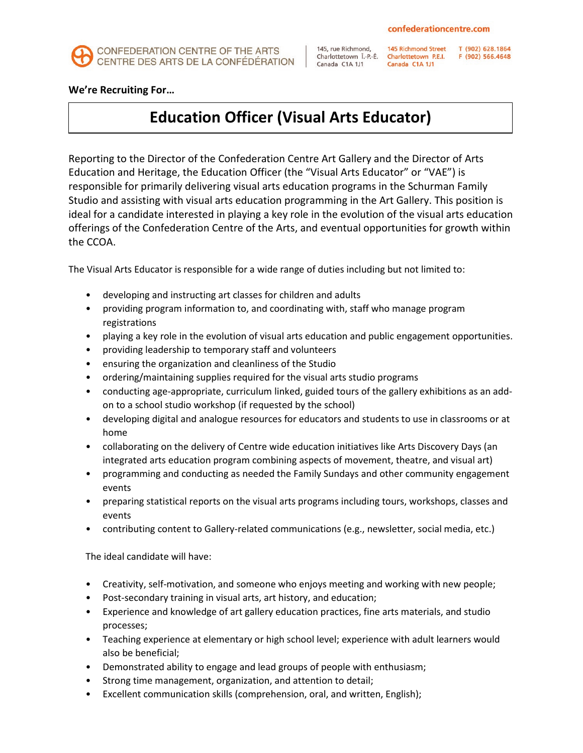confederationcentre.com

CONFEDERATION CENTRE OF THE ARTS
CENTRE DES ARTS DE LA CONFÉDÉRATION

145, rue Richmond,
Charlottetown Î.-P.-É.
Canada C1A 1J1

145 Richmond Street
Charlottetown P.E.I.
Canada C1A 1J1

T (902) 628.1864
F (902) 566.4648

**We're Recruiting For…**

# Education Officer (Visual Arts Educator)

Reporting to the Director of the Confederation Centre Art Gallery and the Director of Arts Education and Heritage, the Education Officer (the "Visual Arts Educator" or "VAE") is responsible for primarily delivering visual arts education programs in the Schurman Family Studio and assisting with visual arts education programming in the Art Gallery. This position is ideal for a candidate interested in playing a key role in the evolution of the visual arts education offerings of the Confederation Centre of the Arts, and eventual opportunities for growth within the CCOA.

The Visual Arts Educator is responsible for a wide range of duties including but not limited to:

- developing and instructing art classes for children and adults
- providing program information to, and coordinating with, staff who manage program registrations
- playing a key role in the evolution of visual arts education and public engagement opportunities.
- providing leadership to temporary staff and volunteers
- ensuring the organization and cleanliness of the Studio
- ordering/maintaining supplies required for the visual arts studio programs
- conducting age-appropriate, curriculum linked, guided tours of the gallery exhibitions as an add-on to a school studio workshop (if requested by the school)
- developing digital and analogue resources for educators and students to use in classrooms or at home
- collaborating on the delivery of Centre wide education initiatives like Arts Discovery Days (an integrated arts education program combining aspects of movement, theatre, and visual art)
- programming and conducting as needed the Family Sundays and other community engagement events
- preparing statistical reports on the visual arts programs including tours, workshops, classes and events
- contributing content to Gallery-related communications (e.g., newsletter, social media, etc.)

The ideal candidate will have:

- Creativity, self-motivation, and someone who enjoys meeting and working with new people;
- Post-secondary training in visual arts, art history, and education;
- Experience and knowledge of art gallery education practices, fine arts materials, and studio processes;
- Teaching experience at elementary or high school level; experience with adult learners would also be beneficial;
- Demonstrated ability to engage and lead groups of people with enthusiasm;
- Strong time management, organization, and attention to detail;
- Excellent communication skills (comprehension, oral, and written, English);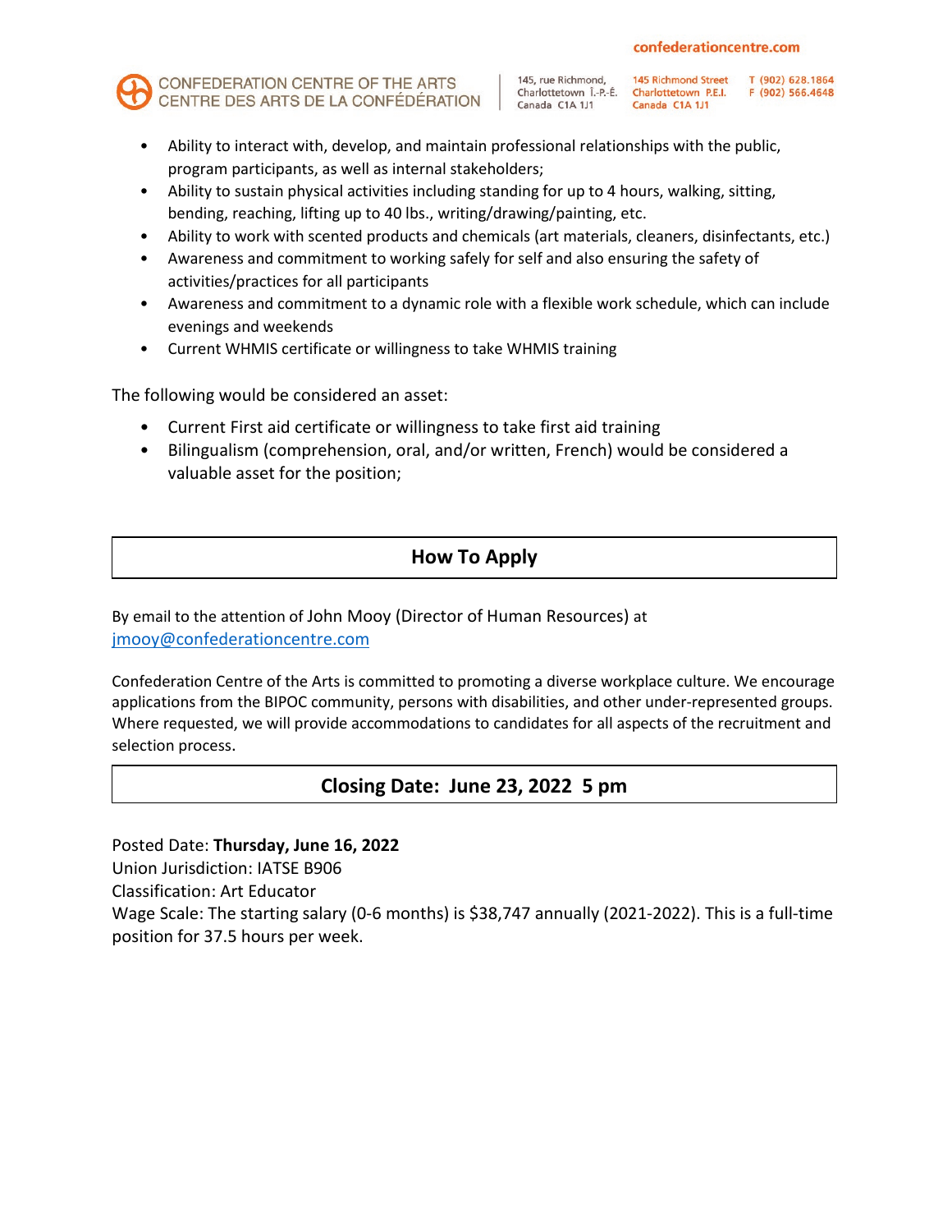- Ability to interact with, develop, and maintain professional relationships with the public, program participants, as well as internal stakeholders;
- Ability to sustain physical activities including standing for up to 4 hours, walking, sitting, bending, reaching, lifting up to 40 lbs., writing/drawing/painting, etc.
- Ability to work with scented products and chemicals (art materials, cleaners, disinfectants, etc.)
- Awareness and commitment to working safely for self and also ensuring the safety of activities/practices for all participants
- Awareness and commitment to a dynamic role with a flexible work schedule, which can include evenings and weekends
- Current WHMIS certificate or willingness to take WHMIS training

The following would be considered an asset:

- Current First aid certificate or willingness to take first aid training
- Bilingualism (comprehension, oral, and/or written, French) would be considered a valuable asset for the position;

## How To Apply

By email to the attention of John Mooy (Director of Human Resources) at jmooy@confederationcentre.com

Confederation Centre of the Arts is committed to promoting a diverse workplace culture. We encourage applications from the BIPOC community, persons with disabilities, and other under-represented groups. Where requested, we will provide accommodations to candidates for all aspects of the recruitment and selection process.

## Closing Date: June 23, 2022 5 pm

Posted Date: **Thursday, June 16, 2022**
Union Jurisdiction: IATSE B906
Classification: Art Educator
Wage Scale: The starting salary (0-6 months) is $38,747 annually (2021-2022). This is a full-time position for 37.5 hours per week.